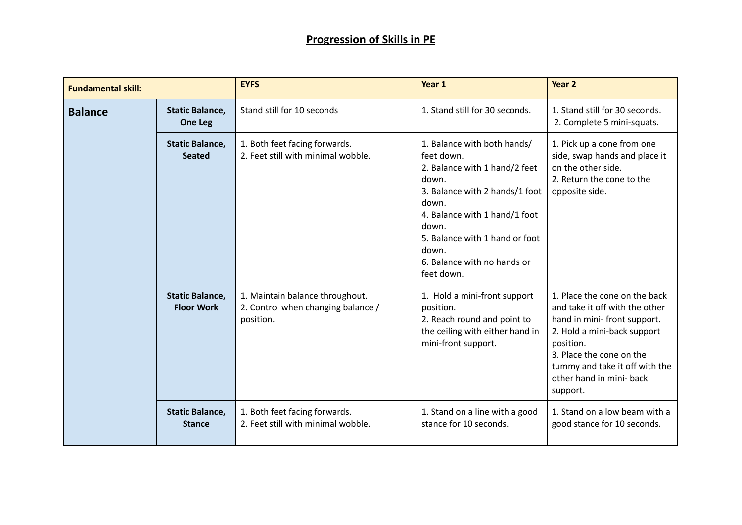# Progression of Skills in PE

| Fundamental skill: | | EYFS | Year 1 | Year 2 |
|---|---|---|---|---|
| **Balance** | **Static Balance, One Leg** | Stand still for 10 seconds | 1. Stand still for 30 seconds. | 1. Stand still for 30 seconds.<br>2. Complete 5 mini-squats. |
| | **Static Balance, Seated** | 1. Both feet facing forwards.<br>2. Feet still with minimal wobble. | 1. Balance with both hands/ feet down.<br>2. Balance with 1 hand/2 feet down.<br>3. Balance with 2 hands/1 foot down.<br>4. Balance with 1 hand/1 foot down.<br>5. Balance with 1 hand or foot down.<br>6. Balance with no hands or feet down. | 1. Pick up a cone from one side, swap hands and place it on the other side.<br>2. Return the cone to the opposite side. |
| | **Static Balance, Floor Work** | 1. Maintain balance throughout.<br>2. Control when changing balance / position. | 1. Hold a mini-front support position.<br>2. Reach round and point to the ceiling with either hand in mini-front support. | 1. Place the cone on the back and take it off with the other hand in mini- front support.<br>2. Hold a mini-back support position.<br>3. Place the cone on the tummy and take it off with the other hand in mini- back support. |
| | **Static Balance, Stance** | 1. Both feet facing forwards.<br>2. Feet still with minimal wobble. | 1. Stand on a line with a good stance for 10 seconds. | 1. Stand on a low beam with a good stance for 10 seconds. |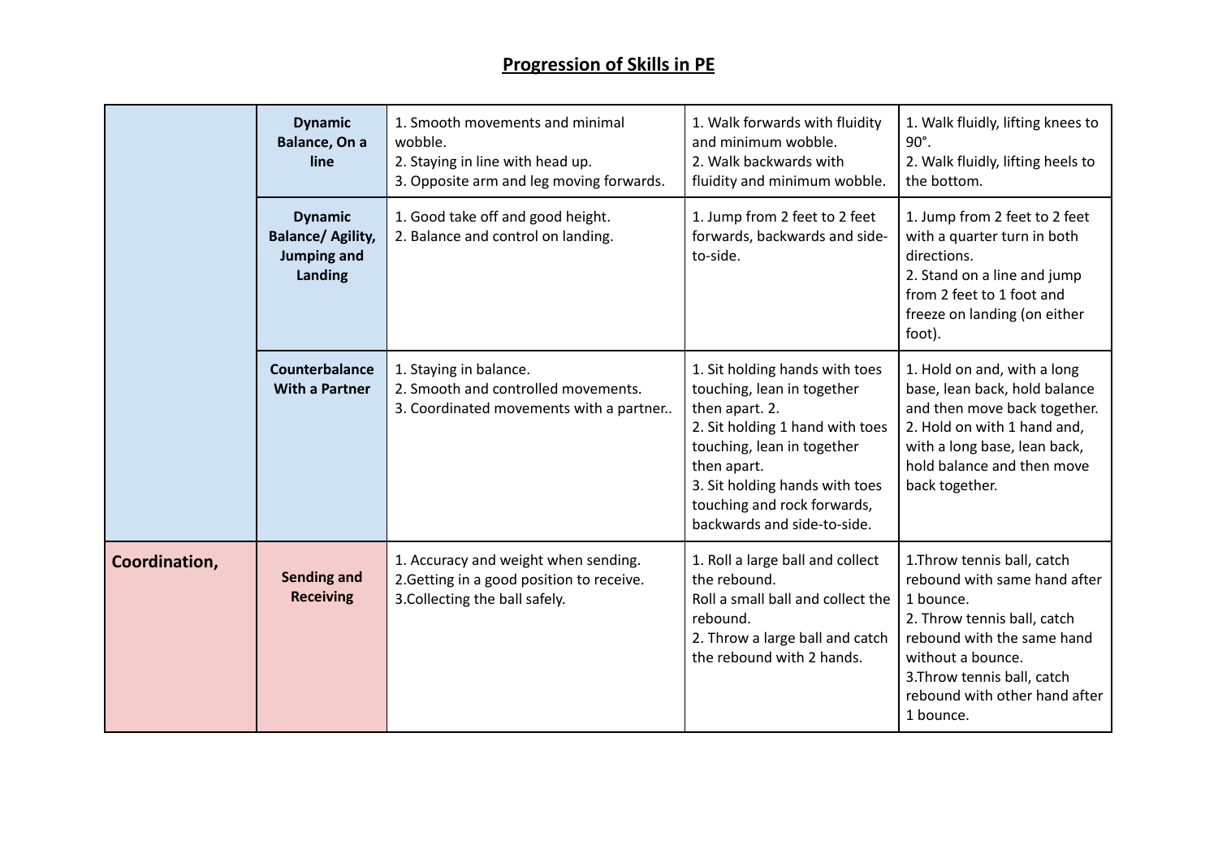## Progression of Skills in PE

| | | | | |
|---|---|---|---|---|
| | **Dynamic Balance, On a line** | 1. Smooth movements and minimal wobble.<br>2. Staying in line with head up.<br>3. Opposite arm and leg moving forwards. | 1. Walk forwards with fluidity and minimum wobble.<br>2. Walk backwards with fluidity and minimum wobble. | 1. Walk fluidly, lifting knees to 90°.<br>2. Walk fluidly, lifting heels to the bottom. |
| | **Dynamic Balance/ Agility, Jumping and Landing** | 1. Good take off and good height.<br>2. Balance and control on landing. | 1. Jump from 2 feet to 2 feet forwards, backwards and side-to-side. | 1. Jump from 2 feet to 2 feet with a quarter turn in both directions.<br>2. Stand on a line and jump from 2 feet to 1 foot and freeze on landing (on either foot). |
| | **Counterbalance With a Partner** | 1. Staying in balance.<br>2. Smooth and controlled movements.<br>3. Coordinated movements with a partner.. | 1. Sit holding hands with toes touching, lean in together then apart. 2.<br>2. Sit holding 1 hand with toes touching, lean in together then apart.<br>3. Sit holding hands with toes touching and rock forwards, backwards and side-to-side. | 1. Hold on and, with a long base, lean back, hold balance and then move back together.<br>2. Hold on with 1 hand and, with a long base, lean back, hold balance and then move back together. |
| **Coordination,** | **Sending and Receiving** | 1. Accuracy and weight when sending.<br>2.Getting in a good position to receive.<br>3.Collecting the ball safely. | 1. Roll a large ball and collect the rebound.<br>Roll a small ball and collect the rebound.<br>2. Throw a large ball and catch the rebound with 2 hands. | 1.Throw tennis ball, catch rebound with same hand after 1 bounce.<br>2. Throw tennis ball, catch rebound with the same hand without a bounce.<br>3.Throw tennis ball, catch rebound with other hand after 1 bounce. |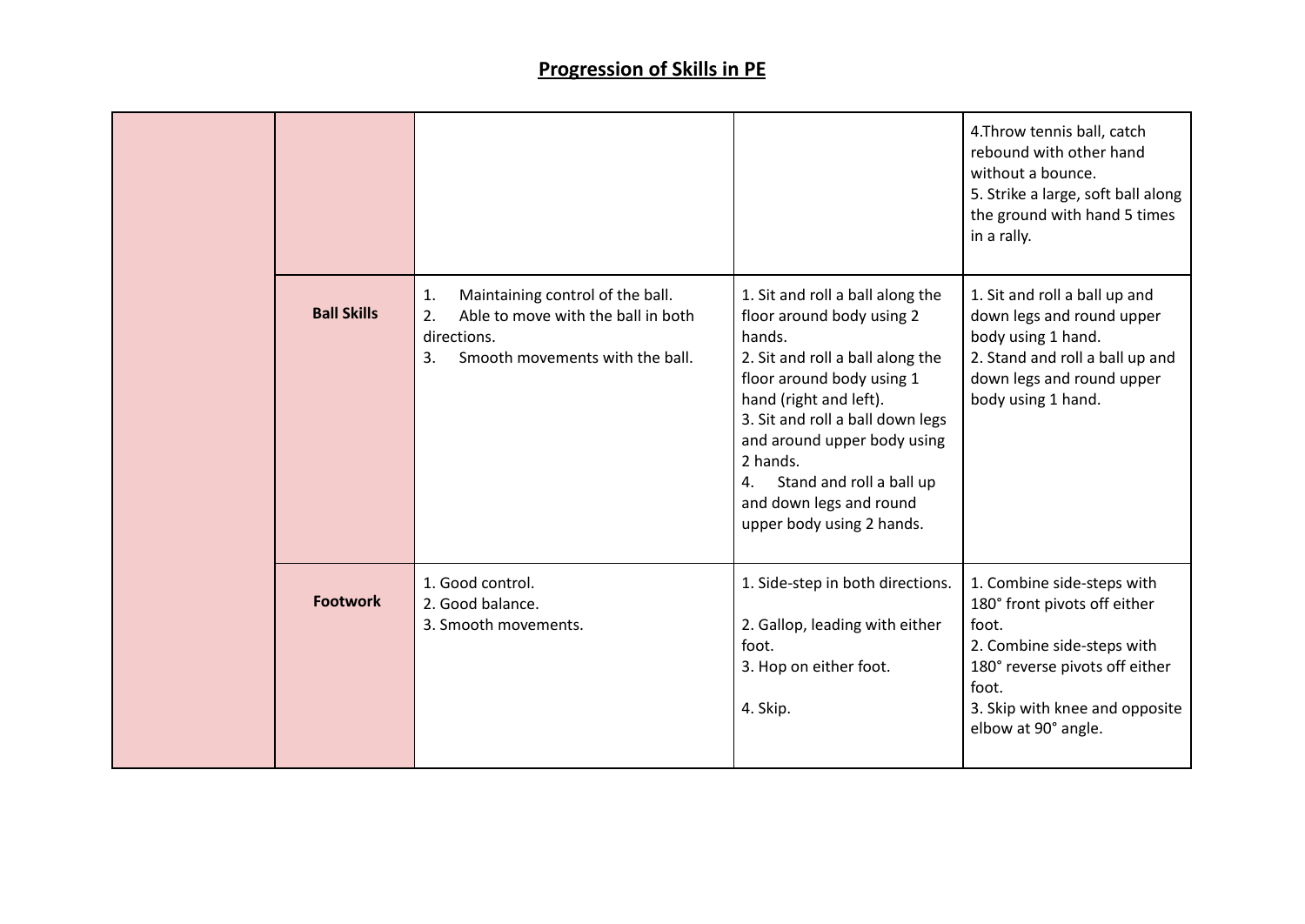# Progression of Skills in PE

| | | | | |
|---|---|---|---|---|
| | | | | 4.Throw tennis ball, catch rebound with other hand without a bounce.<br>5. Strike a large, soft ball along the ground with hand 5 times in a rally. |
| | **Ball Skills** | 1. Maintaining control of the ball.<br>2. Able to move with the ball in both directions.<br>3. Smooth movements with the ball. | 1. Sit and roll a ball along the floor around body using 2 hands.<br>2. Sit and roll a ball along the floor around body using 1 hand (right and left).<br>3. Sit and roll a ball down legs and around upper body using 2 hands.<br>4. Stand and roll a ball up and down legs and round upper body using 2 hands. | 1. Sit and roll a ball up and down legs and round upper body using 1 hand.<br>2. Stand and roll a ball up and down legs and round upper body using 1 hand. |
| | **Footwork** | 1. Good control.<br>2. Good balance.<br>3. Smooth movements. | 1. Side-step in both directions.<br>2. Gallop, leading with either foot.<br>3. Hop on either foot.<br>4. Skip. | 1. Combine side-steps with 180° front pivots off either foot.<br>2. Combine side-steps with 180° reverse pivots off either foot.<br>3. Skip with knee and opposite elbow at 90° angle. |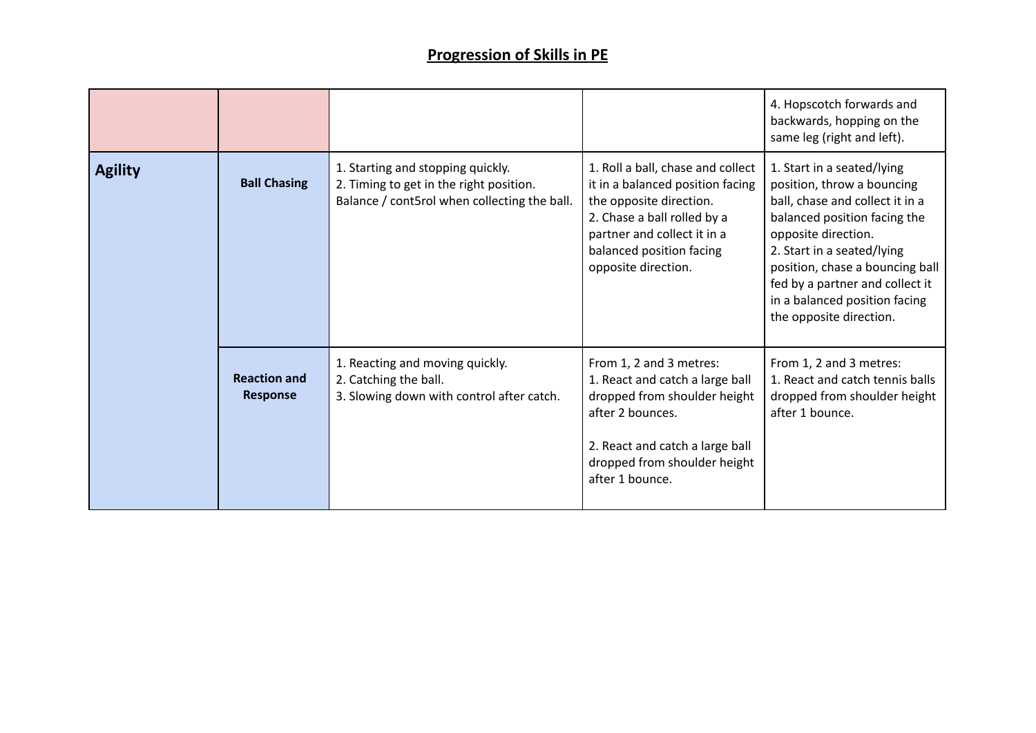## Progression of Skills in PE

| | | | | |
|---|---|---|---|---|
| | | | | 4. Hopscotch forwards and backwards, hopping on the same leg (right and left). |
| **Agility** | **Ball Chasing** | 1. Starting and stopping quickly.<br>2. Timing to get in the right position.<br>Balance / cont5rol when collecting the ball. | 1. Roll a ball, chase and collect it in a balanced position facing the opposite direction.<br>2. Chase a ball rolled by a partner and collect it in a balanced position facing opposite direction. | 1. Start in a seated/lying position, throw a bouncing ball, chase and collect it in a balanced position facing the opposite direction.<br>2. Start in a seated/lying position, chase a bouncing ball fed by a partner and collect it in a balanced position facing the opposite direction. |
| | **Reaction and Response** | 1. Reacting and moving quickly.<br>2. Catching the ball.<br>3. Slowing down with control after catch. | From 1, 2 and 3 metres:<br>1. React and catch a large ball dropped from shoulder height after 2 bounces.<br><br>2. React and catch a large ball dropped from shoulder height after 1 bounce. | From 1, 2 and 3 metres:<br>1. React and catch tennis balls dropped from shoulder height after 1 bounce. |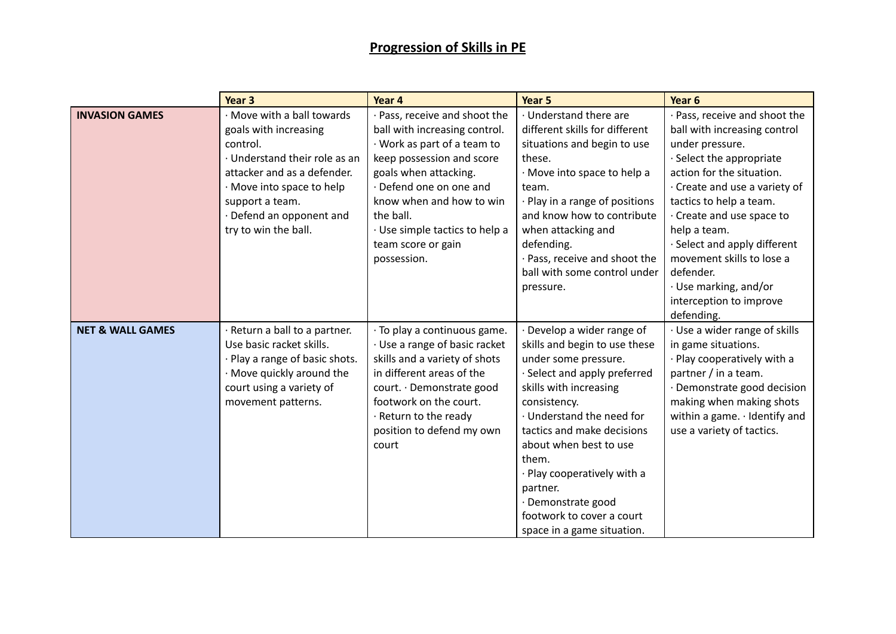## Progression of Skills in PE

| | Year 3 | Year 4 | Year 5 | Year 6 |
|---|---|---|---|---|
| **INVASION GAMES** | · Move with a ball towards goals with increasing control.<br>· Understand their role as an attacker and as a defender.<br>· Move into space to help support a team.<br>· Defend an opponent and try to win the ball. | · Pass, receive and shoot the ball with increasing control.<br>· Work as part of a team to keep possession and score goals when attacking.<br>· Defend one on one and know when and how to win the ball.<br>· Use simple tactics to help a team score or gain possession. | · Understand there are different skills for different situations and begin to use these.<br>· Move into space to help a team.<br>· Play in a range of positions and know how to contribute when attacking and defending.<br>· Pass, receive and shoot the ball with some control under pressure. | · Pass, receive and shoot the ball with increasing control under pressure.<br>· Select the appropriate action for the situation.<br>· Create and use a variety of tactics to help a team.<br>· Create and use space to help a team.<br>· Select and apply different movement skills to lose a defender.<br>· Use marking, and/or interception to improve defending. |
| **NET & WALL GAMES** | · Return a ball to a partner. Use basic racket skills.<br>· Play a range of basic shots.<br>· Move quickly around the court using a variety of movement patterns. | · To play a continuous game.<br>· Use a range of basic racket skills and a variety of shots in different areas of the court. · Demonstrate good footwork on the court.<br>· Return to the ready position to defend my own court | · Develop a wider range of skills and begin to use these under some pressure.<br>· Select and apply preferred skills with increasing consistency.<br>· Understand the need for tactics and make decisions about when best to use them.<br>· Play cooperatively with a partner.<br>· Demonstrate good footwork to cover a court space in a game situation. | · Use a wider range of skills in game situations.<br>· Play cooperatively with a partner / in a team.<br>· Demonstrate good decision making when making shots within a game. · Identify and use a variety of tactics. |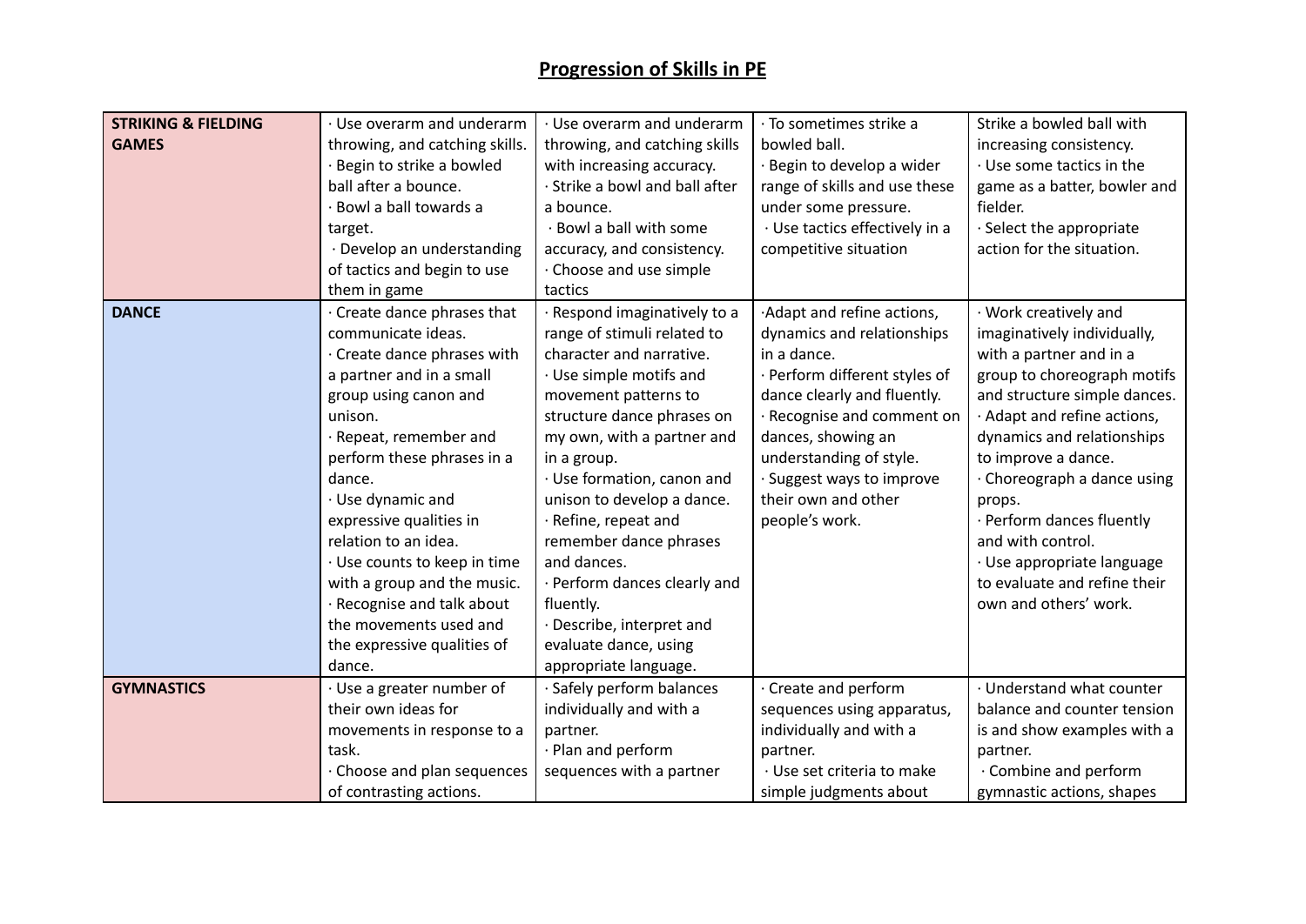# Progression of Skills in PE

| | | | | |
|---|---|---|---|---|
| **STRIKING & FIELDING GAMES** | · Use overarm and underarm throwing, and catching skills.<br>· Begin to strike a bowled ball after a bounce.<br>· Bowl a ball towards a target.<br>· Develop an understanding of tactics and begin to use them in game | · Use overarm and underarm throwing, and catching skills with increasing accuracy.<br>· Strike a bowl and ball after a bounce.<br>· Bowl a ball with some accuracy, and consistency.<br>· Choose and use simple tactics | · To sometimes strike a bowled ball.<br>· Begin to develop a wider range of skills and use these under some pressure.<br>· Use tactics effectively in a competitive situation | Strike a bowled ball with increasing consistency.<br>· Use some tactics in the game as a batter, bowler and fielder.<br>· Select the appropriate action for the situation. |
| **DANCE** | · Create dance phrases that communicate ideas.<br>· Create dance phrases with a partner and in a small group using canon and unison.<br>· Repeat, remember and perform these phrases in a dance.<br>· Use dynamic and expressive qualities in relation to an idea.<br>· Use counts to keep in time with a group and the music.<br>· Recognise and talk about the movements used and the expressive qualities of dance. | · Respond imaginatively to a range of stimuli related to character and narrative.<br>· Use simple motifs and movement patterns to structure dance phrases on my own, with a partner and in a group.<br>· Use formation, canon and unison to develop a dance.<br>· Refine, repeat and remember dance phrases and dances.<br>· Perform dances clearly and fluently.<br>· Describe, interpret and evaluate dance, using appropriate language. | ·Adapt and refine actions, dynamics and relationships in a dance.<br>· Perform different styles of dance clearly and fluently.<br>· Recognise and comment on dances, showing an understanding of style.<br>· Suggest ways to improve their own and other people's work. | · Work creatively and imaginatively individually, with a partner and in a group to choreograph motifs and structure simple dances.<br>· Adapt and refine actions, dynamics and relationships to improve a dance.<br>· Choreograph a dance using props.<br>· Perform dances fluently and with control.<br>· Use appropriate language to evaluate and refine their own and others' work. |
| **GYMNASTICS** | · Use a greater number of their own ideas for movements in response to a task.<br>· Choose and plan sequences of contrasting actions. | · Safely perform balances individually and with a partner.<br>· Plan and perform sequences with a partner | · Create and perform sequences using apparatus, individually and with a partner.<br>· Use set criteria to make simple judgments about | · Understand what counter balance and counter tension is and show examples with a partner.<br>· Combine and perform gymnastic actions, shapes |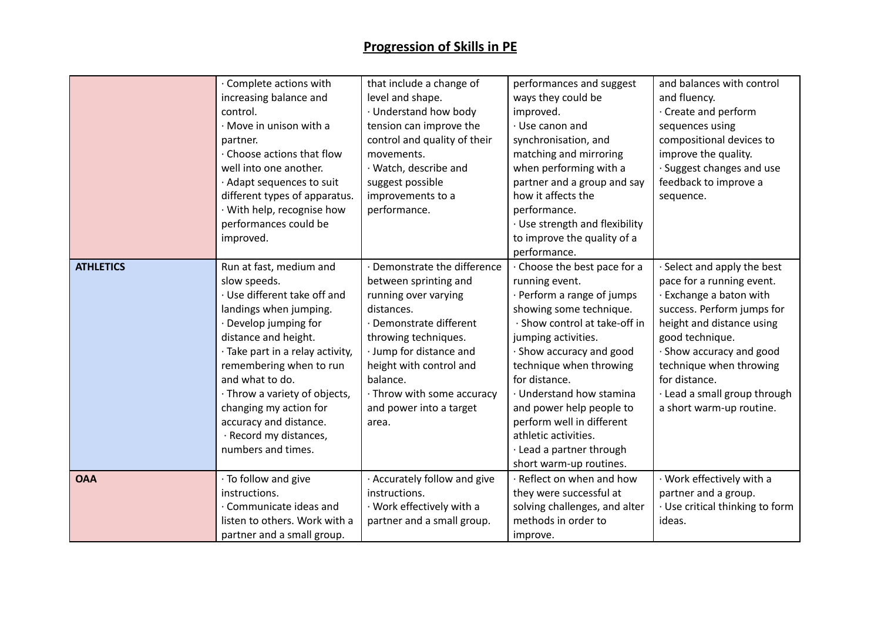# Progression of Skills in PE

| | | | | |
|---|---|---|---|---|
| | · Complete actions with increasing balance and control.<br>· Move in unison with a partner.<br>· Choose actions that flow well into one another.<br>· Adapt sequences to suit different types of apparatus.<br>· With help, recognise how performances could be improved. | that include a change of level and shape.<br>· Understand how body tension can improve the control and quality of their movements.<br>· Watch, describe and suggest possible improvements to a performance. | performances and suggest ways they could be improved.<br>· Use canon and synchronisation, and matching and mirroring when performing with a partner and a group and say how it affects the performance.<br>· Use strength and flexibility to improve the quality of a performance. | and balances with control and fluency.<br>· Create and perform sequences using compositional devices to improve the quality.<br>· Suggest changes and use feedback to improve a sequence. |
| **ATHLETICS** | Run at fast, medium and slow speeds.<br>· Use different take off and landings when jumping.<br>· Develop jumping for distance and height.<br>· Take part in a relay activity, remembering when to run and what to do.<br>· Throw a variety of objects, changing my action for accuracy and distance.<br>· Record my distances, numbers and times. | · Demonstrate the difference between sprinting and running over varying distances.<br>· Demonstrate different throwing techniques.<br>· Jump for distance and height with control and balance.<br>· Throw with some accuracy and power into a target area. | · Choose the best pace for a running event.<br>· Perform a range of jumps showing some technique.<br>· Show control at take-off in jumping activities.<br>· Show accuracy and good technique when throwing for distance.<br>· Understand how stamina and power help people to perform well in different athletic activities.<br>· Lead a partner through short warm-up routines. | · Select and apply the best pace for a running event.<br>· Exchange a baton with success. Perform jumps for height and distance using good technique.<br>· Show accuracy and good technique when throwing for distance.<br>· Lead a small group through a short warm-up routine. |
| **OAA** | · To follow and give instructions.<br>· Communicate ideas and listen to others. Work with a partner and a small group. | · Accurately follow and give instructions.<br>· Work effectively with a partner and a small group. | · Reflect on when and how they were successful at solving challenges, and alter methods in order to improve. | · Work effectively with a partner and a group.<br>· Use critical thinking to form ideas. |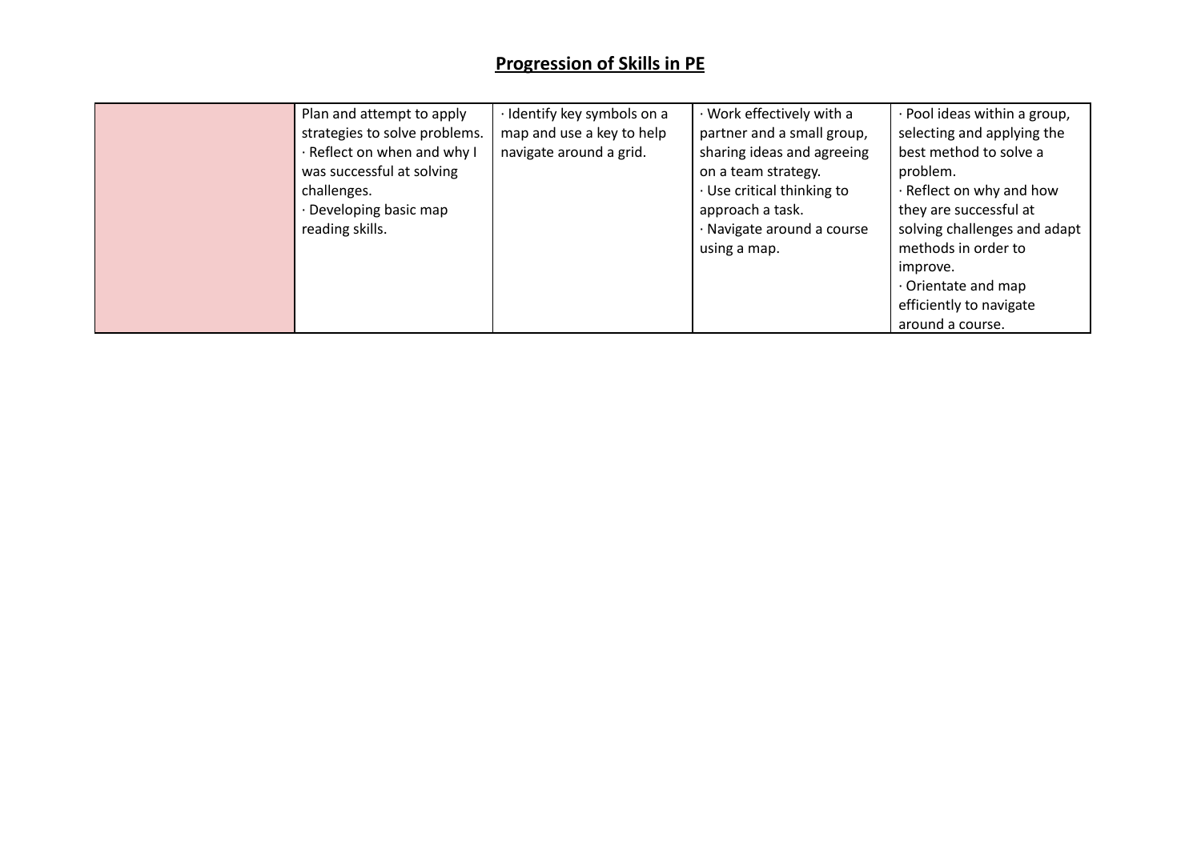# Progression of Skills in PE

| | | | | |
|---|---|---|---|---|
| | Plan and attempt to apply strategies to solve problems.<br>· Reflect on when and why I was successful at solving challenges.<br>· Developing basic map reading skills. | · Identify key symbols on a map and use a key to help navigate around a grid. | · Work effectively with a partner and a small group, sharing ideas and agreeing on a team strategy.<br>· Use critical thinking to approach a task.<br>· Navigate around a course using a map. | · Pool ideas within a group, selecting and applying the best method to solve a problem.<br>· Reflect on why and how they are successful at solving challenges and adapt methods in order to improve.<br>· Orientate and map efficiently to navigate around a course. |